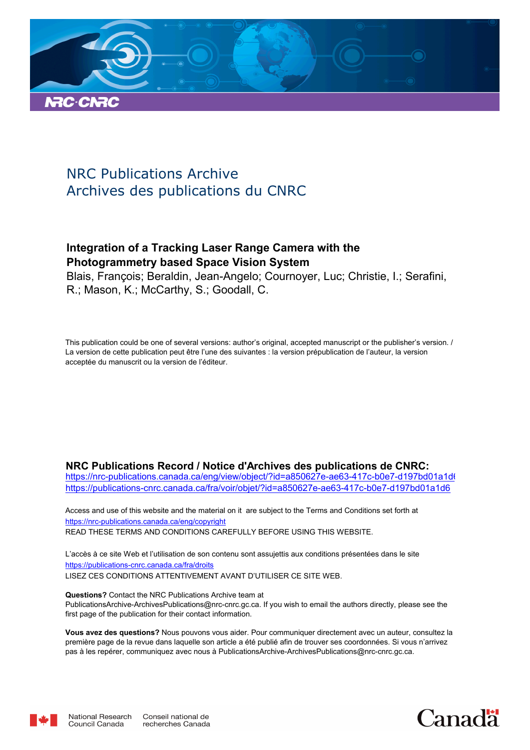NRC Publications Archive
Archives des publications du CNRC

**Integration of a Tracking Laser Range Camera with the Photogrammetry based Space Vision System**
Blais, François; Beraldin, Jean-Angelo; Cournoyer, Luc; Christie, I.; Serafini, R.; Mason, K.; McCarthy, S.; Goodall, C.

This publication could be one of several versions: author's original, accepted manuscript or the publisher's version. / La version de cette publication peut être l'une des suivantes : la version prépublication de l'auteur, la version acceptée du manuscrit ou la version de l'éditeur.

**NRC Publications Record / Notice d'Archives des publications de CNRC:**
https://nrc-publications.canada.ca/eng/view/object/?id=a850627e-ae63-417c-b0e7-d197bd01a1d6
https://publications-cnrc.canada.ca/fra/voir/objet/?id=a850627e-ae63-417c-b0e7-d197bd01a1d6

Access and use of this website and the material on it are subject to the Terms and Conditions set forth at https://nrc-publications.canada.ca/eng/copyright
READ THESE TERMS AND CONDITIONS CAREFULLY BEFORE USING THIS WEBSITE.

L'accès à ce site Web et l'utilisation de son contenu sont assujettis aux conditions présentées dans le site https://publications-cnrc.canada.ca/fra/droits
LISEZ CES CONDITIONS ATTENTIVEMENT AVANT D'UTILISER CE SITE WEB.

**Questions?** Contact the NRC Publications Archive team at PublicationsArchive-ArchivesPublications@nrc-cnrc.gc.ca. If you wish to email the authors directly, please see the first page of the publication for their contact information.

**Vous avez des questions?** Nous pouvons vous aider. Pour communiquer directement avec un auteur, consultez la première page de la revue dans laquelle son article a été publié afin de trouver ses coordonnées. Si vous n'arrivez pas à les repérer, communiquez avec nous à PublicationsArchive-ArchivesPublications@nrc-cnrc.gc.ca.

National Research Council Canada | Conseil national de recherches Canada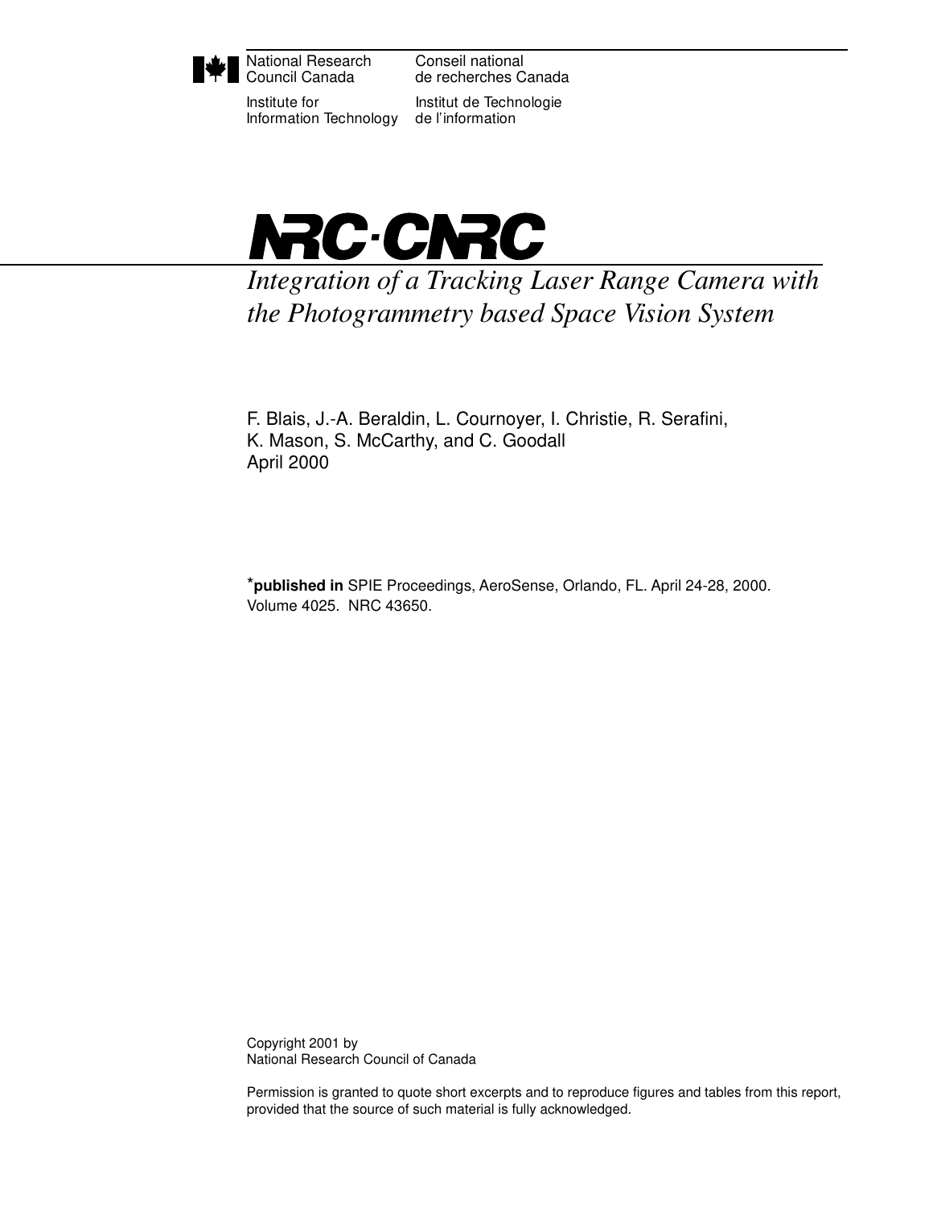National Research Council Canada | Conseil national de recherches Canada

Institute for Information Technology | Institut de Technologie de l'information

NRC·CNRC

# *Integration of a Tracking Laser Range Camera with the Photogrammetry based Space Vision System*

F. Blais, J.-A. Beraldin, L. Cournoyer, I. Christie, R. Serafini, K. Mason, S. McCarthy, and C. Goodall
April 2000

*__published in__ SPIE Proceedings, AeroSense, Orlando, FL. April 24-28, 2000. Volume 4025. NRC 43650.

Copyright 2001 by
National Research Council of Canada

Permission is granted to quote short excerpts and to reproduce figures and tables from this report, provided that the source of such material is fully acknowledged.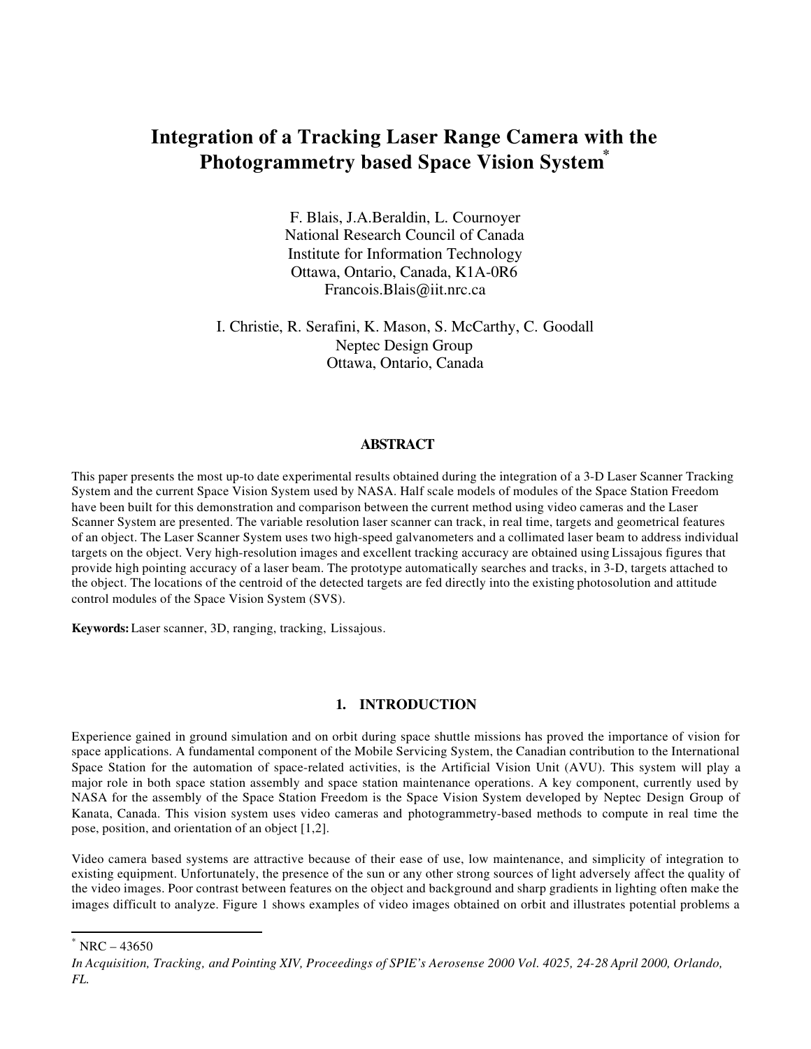# Integration of a Tracking Laser Range Camera with the Photogrammetry based Space Vision System*

F. Blais, J.A.Beraldin, L. Cournoyer
National Research Council of Canada
Institute for Information Technology
Ottawa, Ontario, Canada, K1A-0R6
Francois.Blais@iit.nrc.ca

I. Christie, R. Serafini, K. Mason, S. McCarthy, C. Goodall
Neptec Design Group
Ottawa, Ontario, Canada

## ABSTRACT

This paper presents the most up-to date experimental results obtained during the integration of a 3-D Laser Scanner Tracking System and the current Space Vision System used by NASA. Half scale models of modules of the Space Station Freedom have been built for this demonstration and comparison between the current method using video cameras and the Laser Scanner System are presented. The variable resolution laser scanner can track, in real time, targets and geometrical features of an object. The Laser Scanner System uses two high-speed galvanometers and a collimated laser beam to address individual targets on the object. Very high-resolution images and excellent tracking accuracy are obtained using Lissajous figures that provide high pointing accuracy of a laser beam. The prototype automatically searches and tracks, in 3-D, targets attached to the object. The locations of the centroid of the detected targets are fed directly into the existing photosolution and attitude control modules of the Space Vision System (SVS).

**Keywords:** Laser scanner, 3D, ranging, tracking, Lissajous.

## 1. INTRODUCTION

Experience gained in ground simulation and on orbit during space shuttle missions has proved the importance of vision for space applications. A fundamental component of the Mobile Servicing System, the Canadian contribution to the International Space Station for the automation of space-related activities, is the Artificial Vision Unit (AVU). This system will play a major role in both space station assembly and space station maintenance operations. A key component, currently used by NASA for the assembly of the Space Station Freedom is the Space Vision System developed by Neptec Design Group of Kanata, Canada. This vision system uses video cameras and photogrammetry-based methods to compute in real time the pose, position, and orientation of an object [1,2].

Video camera based systems are attractive because of their ease of use, low maintenance, and simplicity of integration to existing equipment. Unfortunately, the presence of the sun or any other strong sources of light adversely affect the quality of the video images. Poor contrast between features on the object and background and sharp gradients in lighting often make the images difficult to analyze. Figure 1 shows examples of video images obtained on orbit and illustrates potential problems a

---

* NRC – 43650

*In Acquisition, Tracking, and Pointing XIV, Proceedings of SPIE's Aerosense 2000 Vol. 4025, 24-28 April 2000, Orlando, FL.*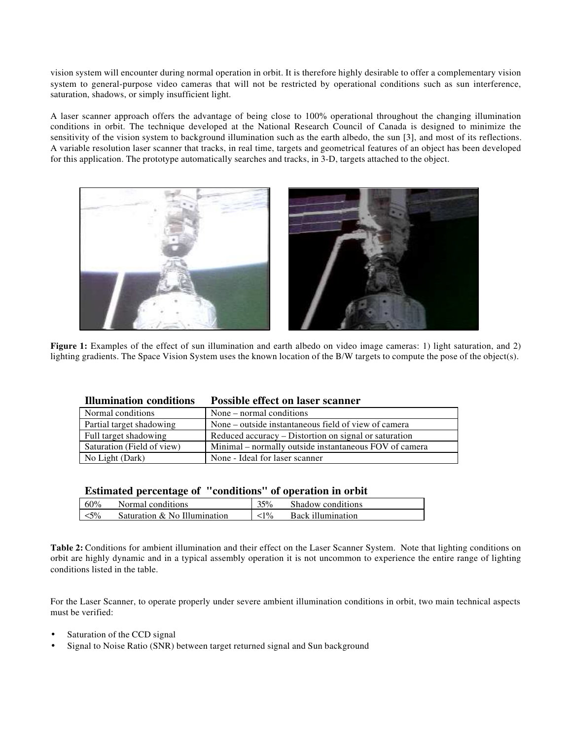vision system will encounter during normal operation in orbit. It is therefore highly desirable to offer a complementary vision system to general-purpose video cameras that will not be restricted by operational conditions such as sun interference, saturation, shadows, or simply insufficient light.

A laser scanner approach offers the advantage of being close to 100% operational throughout the changing illumination conditions in orbit. The technique developed at the National Research Council of Canada is designed to minimize the sensitivity of the vision system to background illumination such as the earth albedo, the sun [3], and most of its reflections. A variable resolution laser scanner that tracks, in real time, targets and geometrical features of an object has been developed for this application. The prototype automatically searches and tracks, in 3-D, targets attached to the object.

**Figure 1:** Examples of the effect of sun illumination and earth albedo on video image cameras: 1) light saturation, and 2) lighting gradients. The Space Vision System uses the known location of the B/W targets to compute the pose of the object(s).

| **Illumination conditions** | **Possible effect on laser scanner** |
|---|---|
| Normal conditions | None – normal conditions |
| Partial target shadowing | None – outside instantaneous field of view of camera |
| Full target shadowing | Reduced accuracy – Distortion on signal or saturation |
| Saturation (Field of view) | Minimal – normally outside instantaneous FOV of camera |
| No Light (Dark) | None - Ideal for laser scanner |

**Estimated percentage of "conditions" of operation in orbit**

| | | | |
|---|---|---|---|
| 60% | Normal conditions | 35% | Shadow conditions |
| <5% | Saturation & No Illumination | <1% | Back illumination |

**Table 2:** Conditions for ambient illumination and their effect on the Laser Scanner System. Note that lighting conditions on orbit are highly dynamic and in a typical assembly operation it is not uncommon to experience the entire range of lighting conditions listed in the table.

For the Laser Scanner, to operate properly under severe ambient illumination conditions in orbit, two main technical aspects must be verified:

- Saturation of the CCD signal
- Signal to Noise Ratio (SNR) between target returned signal and Sun background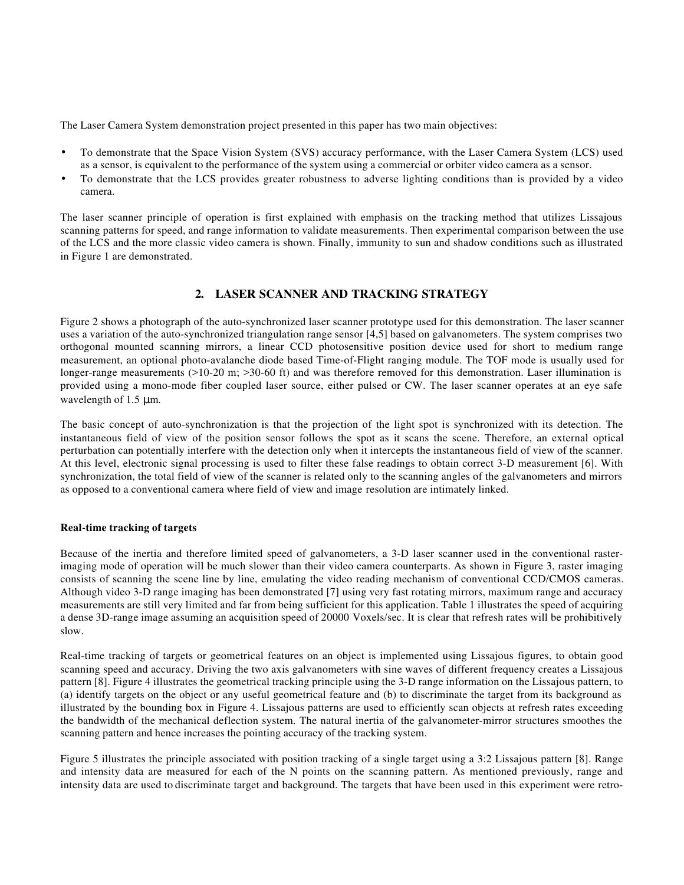The Laser Camera System demonstration project presented in this paper has two main objectives:

- To demonstrate that the Space Vision System (SVS) accuracy performance, with the Laser Camera System (LCS) used as a sensor, is equivalent to the performance of the system using a commercial or orbiter video camera as a sensor.
- To demonstrate that the LCS provides greater robustness to adverse lighting conditions than is provided by a video camera.

The laser scanner principle of operation is first explained with emphasis on the tracking method that utilizes Lissajous scanning patterns for speed, and range information to validate measurements. Then experimental comparison between the use of the LCS and the more classic video camera is shown. Finally, immunity to sun and shadow conditions such as illustrated in Figure 1 are demonstrated.

## 2. LASER SCANNER AND TRACKING STRATEGY

Figure 2 shows a photograph of the auto-synchronized laser scanner prototype used for this demonstration. The laser scanner uses a variation of the auto-synchronized triangulation range sensor [4,5] based on galvanometers. The system comprises two orthogonal mounted scanning mirrors, a linear CCD photosensitive position device used for short to medium range measurement, an optional photo-avalanche diode based Time-of-Flight ranging module. The TOF mode is usually used for longer-range measurements (>10-20 m; >30-60 ft) and was therefore removed for this demonstration. Laser illumination is provided using a mono-mode fiber coupled laser source, either pulsed or CW. The laser scanner operates at an eye safe wavelength of 1.5 µm.

The basic concept of auto-synchronization is that the projection of the light spot is synchronized with its detection. The instantaneous field of view of the position sensor follows the spot as it scans the scene. Therefore, an external optical perturbation can potentially interfere with the detection only when it intercepts the instantaneous field of view of the scanner. At this level, electronic signal processing is used to filter these false readings to obtain correct 3-D measurement [6]. With synchronization, the total field of view of the scanner is related only to the scanning angles of the galvanometers and mirrors as opposed to a conventional camera where field of view and image resolution are intimately linked.

### Real-time tracking of targets

Because of the inertia and therefore limited speed of galvanometers, a 3-D laser scanner used in the conventional raster-imaging mode of operation will be much slower than their video camera counterparts. As shown in Figure 3, raster imaging consists of scanning the scene line by line, emulating the video reading mechanism of conventional CCD/CMOS cameras. Although video 3-D range imaging has been demonstrated [7] using very fast rotating mirrors, maximum range and accuracy measurements are still very limited and far from being sufficient for this application. Table 1 illustrates the speed of acquiring a dense 3D-range image assuming an acquisition speed of 20000 Voxels/sec. It is clear that refresh rates will be prohibitively slow.

Real-time tracking of targets or geometrical features on an object is implemented using Lissajous figures, to obtain good scanning speed and accuracy. Driving the two axis galvanometers with sine waves of different frequency creates a Lissajous pattern [8]. Figure 4 illustrates the geometrical tracking principle using the 3-D range information on the Lissajous pattern, to (a) identify targets on the object or any useful geometrical feature and (b) to discriminate the target from its background as illustrated by the bounding box in Figure 4. Lissajous patterns are used to efficiently scan objects at refresh rates exceeding the bandwidth of the mechanical deflection system. The natural inertia of the galvanometer-mirror structures smoothes the scanning pattern and hence increases the pointing accuracy of the tracking system.

Figure 5 illustrates the principle associated with position tracking of a single target using a 3:2 Lissajous pattern [8]. Range and intensity data are measured for each of the N points on the scanning pattern. As mentioned previously, range and intensity data are used to discriminate target and background. The targets that have been used in this experiment were retro-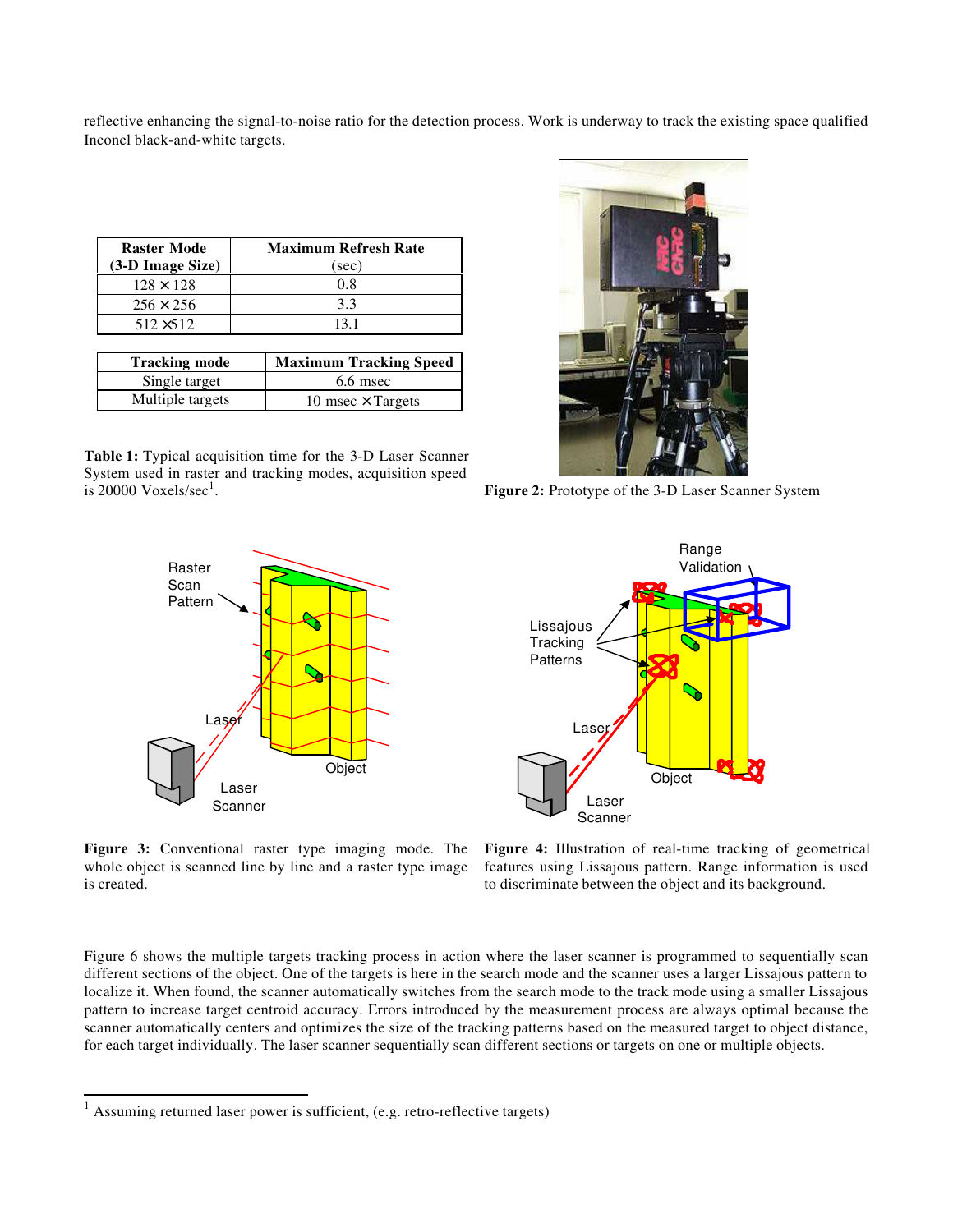reflective enhancing the signal-to-noise ratio for the detection process. Work is underway to track the existing space qualified Inconel black-and-white targets.

| Raster Mode (3-D Image Size) | Maximum Refresh Rate (sec) |
|---|---|
| 128 × 128 | 0.8 |
| 256 × 256 | 3.3 |
| 512 ×512 | 13.1 |

| Tracking mode | Maximum Tracking Speed |
|---|---|
| Single target | 6.6 msec |
| Multiple targets | 10 msec × Targets |

**Table 1:** Typical acquisition time for the 3-D Laser Scanner System used in raster and tracking modes, acquisition speed is 20000 Voxels/sec[1].

**Figure 2:** Prototype of the 3-D Laser Scanner System

**Figure 3:** Conventional raster type imaging mode. The whole object is scanned line by line and a raster type image is created.

**Figure 4:** Illustration of real-time tracking of geometrical features using Lissajous pattern. Range information is used to discriminate between the object and its background.

Figure 6 shows the multiple targets tracking process in action where the laser scanner is programmed to sequentially scan different sections of the object. One of the targets is here in the search mode and the scanner uses a larger Lissajous pattern to localize it. When found, the scanner automatically switches from the search mode to the track mode using a smaller Lissajous pattern to increase target centroid accuracy. Errors introduced by the measurement process are always optimal because the scanner automatically centers and optimizes the size of the tracking patterns based on the measured target to object distance, for each target individually. The laser scanner sequentially scan different sections or targets on one or multiple objects.

[1] Assuming returned laser power is sufficient, (e.g. retro-reflective targets)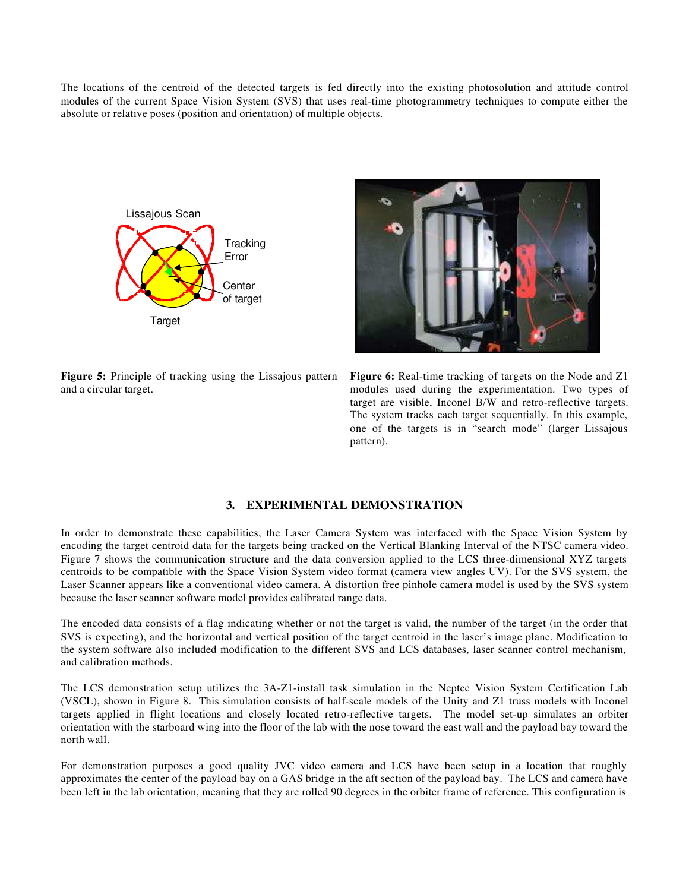The locations of the centroid of the detected targets is fed directly into the existing photosolution and attitude control modules of the current Space Vision System (SVS) that uses real-time photogrammetry techniques to compute either the absolute or relative poses (position and orientation) of multiple objects.

**Figure 5:** Principle of tracking using the Lissajous pattern and a circular target.

**Figure 6:** Real-time tracking of targets on the Node and Z1 modules used during the experimentation. Two types of target are visible, Inconel B/W and retro-reflective targets. The system tracks each target sequentially. In this example, one of the targets is in "search mode" (larger Lissajous pattern).

## 3. EXPERIMENTAL DEMONSTRATION

In order to demonstrate these capabilities, the Laser Camera System was interfaced with the Space Vision System by encoding the target centroid data for the targets being tracked on the Vertical Blanking Interval of the NTSC camera video. Figure 7 shows the communication structure and the data conversion applied to the LCS three-dimensional XYZ targets centroids to be compatible with the Space Vision System video format (camera view angles UV). For the SVS system, the Laser Scanner appears like a conventional video camera. A distortion free pinhole camera model is used by the SVS system because the laser scanner software model provides calibrated range data.

The encoded data consists of a flag indicating whether or not the target is valid, the number of the target (in the order that SVS is expecting), and the horizontal and vertical position of the target centroid in the laser's image plane. Modification to the system software also included modification to the different SVS and LCS databases, laser scanner control mechanism, and calibration methods.

The LCS demonstration setup utilizes the 3A-Z1-install task simulation in the Neptec Vision System Certification Lab (VSCL), shown in Figure 8. This simulation consists of half-scale models of the Unity and Z1 truss models with Inconel targets applied in flight locations and closely located retro-reflective targets. The model set-up simulates an orbiter orientation with the starboard wing into the floor of the lab with the nose toward the east wall and the payload bay toward the north wall.

For demonstration purposes a good quality JVC video camera and LCS have been setup in a location that roughly approximates the center of the payload bay on a GAS bridge in the aft section of the payload bay. The LCS and camera have been left in the lab orientation, meaning that they are rolled 90 degrees in the orbiter frame of reference. This configuration is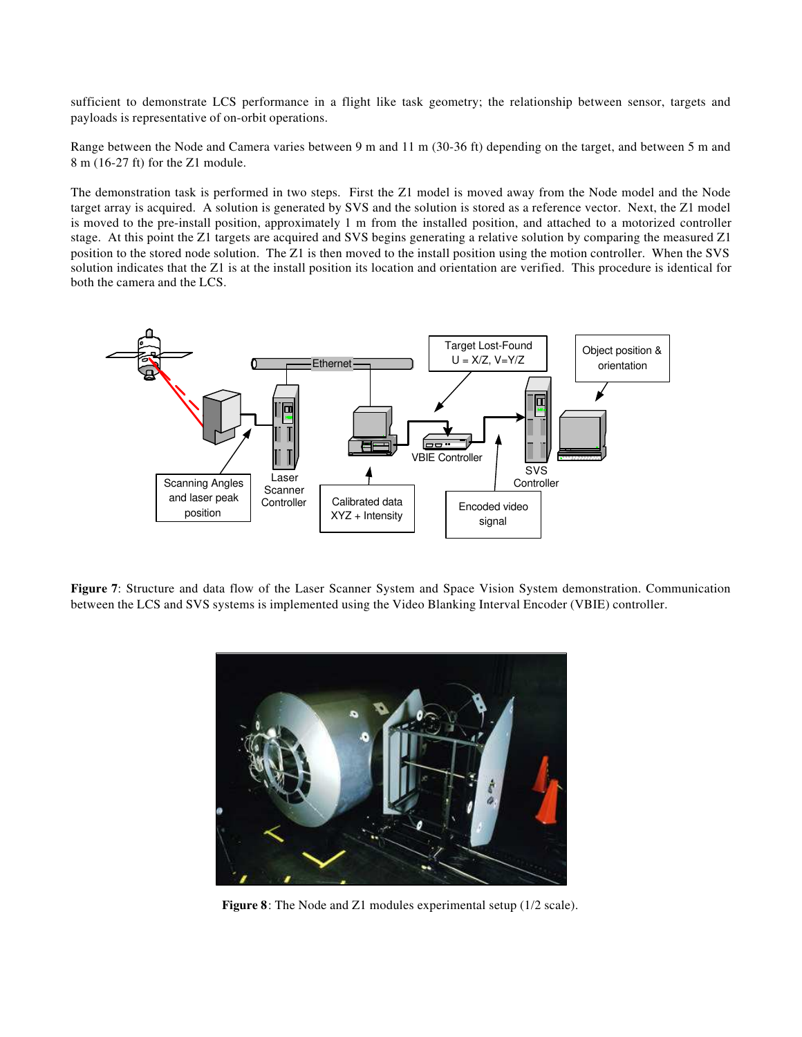sufficient to demonstrate LCS performance in a flight like task geometry; the relationship between sensor, targets and payloads is representative of on-orbit operations.

Range between the Node and Camera varies between 9 m and 11 m (30-36 ft) depending on the target, and between 5 m and 8 m (16-27 ft) for the Z1 module.

The demonstration task is performed in two steps. First the Z1 model is moved away from the Node model and the Node target array is acquired. A solution is generated by SVS and the solution is stored as a reference vector. Next, the Z1 model is moved to the pre-install position, approximately 1 m from the installed position, and attached to a motorized controller stage. At this point the Z1 targets are acquired and SVS begins generating a relative solution by comparing the measured Z1 position to the stored node solution. The Z1 is then moved to the install position using the motion controller. When the SVS solution indicates that the Z1 is at the install position its location and orientation are verified. This procedure is identical for both the camera and the LCS.

**Figure 7**: Structure and data flow of the Laser Scanner System and Space Vision System demonstration. Communication between the LCS and SVS systems is implemented using the Video Blanking Interval Encoder (VBIE) controller.

**Figure 8**: The Node and Z1 modules experimental setup (1/2 scale).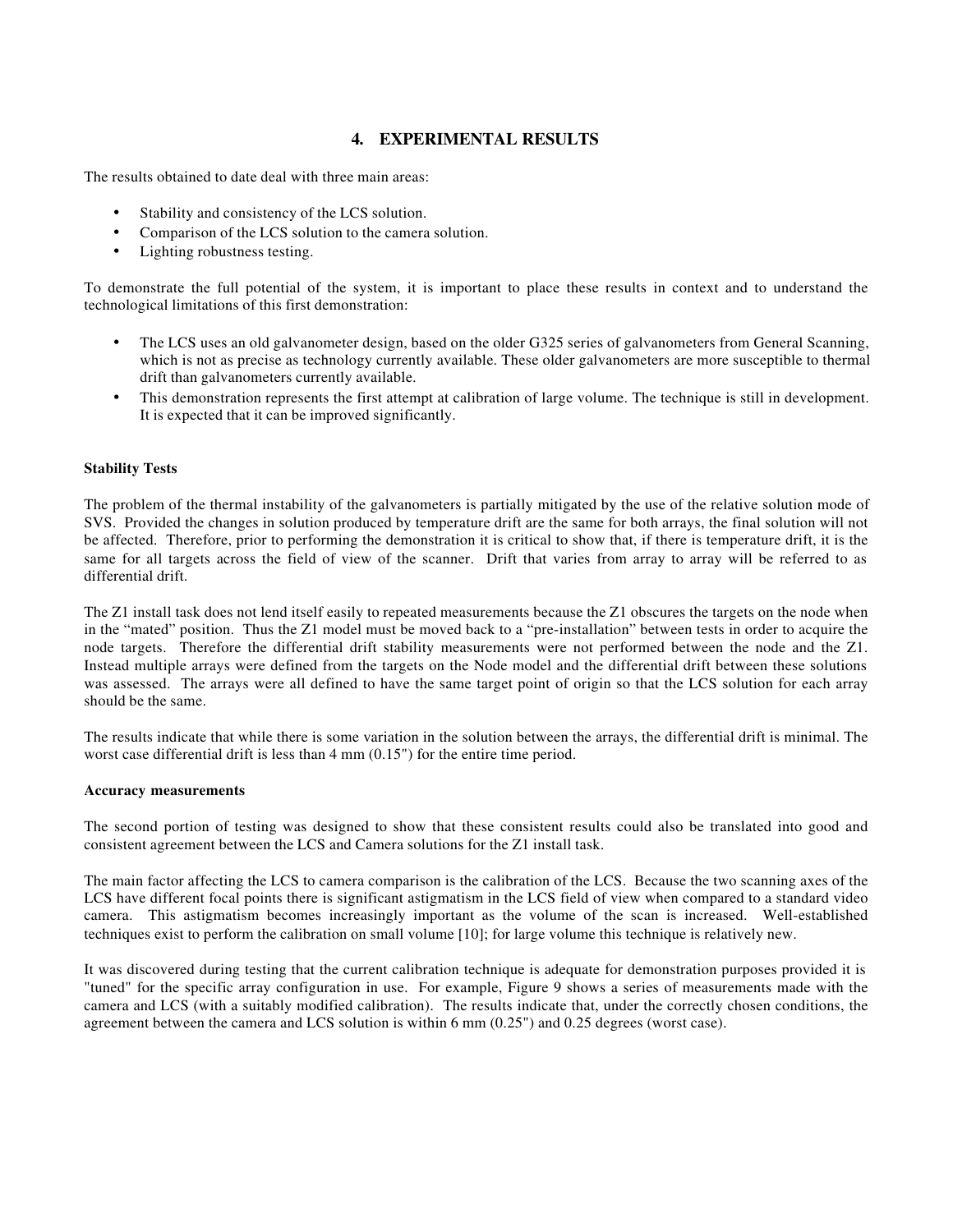## 4. EXPERIMENTAL RESULTS

The results obtained to date deal with three main areas:

- Stability and consistency of the LCS solution.
- Comparison of the LCS solution to the camera solution.
- Lighting robustness testing.

To demonstrate the full potential of the system, it is important to place these results in context and to understand the technological limitations of this first demonstration:

- The LCS uses an old galvanometer design, based on the older G325 series of galvanometers from General Scanning, which is not as precise as technology currently available. These older galvanometers are more susceptible to thermal drift than galvanometers currently available.
- This demonstration represents the first attempt at calibration of large volume. The technique is still in development. It is expected that it can be improved significantly.

**Stability Tests**

The problem of the thermal instability of the galvanometers is partially mitigated by the use of the relative solution mode of SVS. Provided the changes in solution produced by temperature drift are the same for both arrays, the final solution will not be affected. Therefore, prior to performing the demonstration it is critical to show that, if there is temperature drift, it is the same for all targets across the field of view of the scanner. Drift that varies from array to array will be referred to as differential drift.

The Z1 install task does not lend itself easily to repeated measurements because the Z1 obscures the targets on the node when in the "mated" position. Thus the Z1 model must be moved back to a "pre-installation" between tests in order to acquire the node targets. Therefore the differential drift stability measurements were not performed between the node and the Z1. Instead multiple arrays were defined from the targets on the Node model and the differential drift between these solutions was assessed. The arrays were all defined to have the same target point of origin so that the LCS solution for each array should be the same.

The results indicate that while there is some variation in the solution between the arrays, the differential drift is minimal. The worst case differential drift is less than 4 mm (0.15") for the entire time period.

**Accuracy measurements**

The second portion of testing was designed to show that these consistent results could also be translated into good and consistent agreement between the LCS and Camera solutions for the Z1 install task.

The main factor affecting the LCS to camera comparison is the calibration of the LCS. Because the two scanning axes of the LCS have different focal points there is significant astigmatism in the LCS field of view when compared to a standard video camera. This astigmatism becomes increasingly important as the volume of the scan is increased. Well-established techniques exist to perform the calibration on small volume [10]; for large volume this technique is relatively new.

It was discovered during testing that the current calibration technique is adequate for demonstration purposes provided it is "tuned" for the specific array configuration in use. For example, Figure 9 shows a series of measurements made with the camera and LCS (with a suitably modified calibration). The results indicate that, under the correctly chosen conditions, the agreement between the camera and LCS solution is within 6 mm (0.25") and 0.25 degrees (worst case).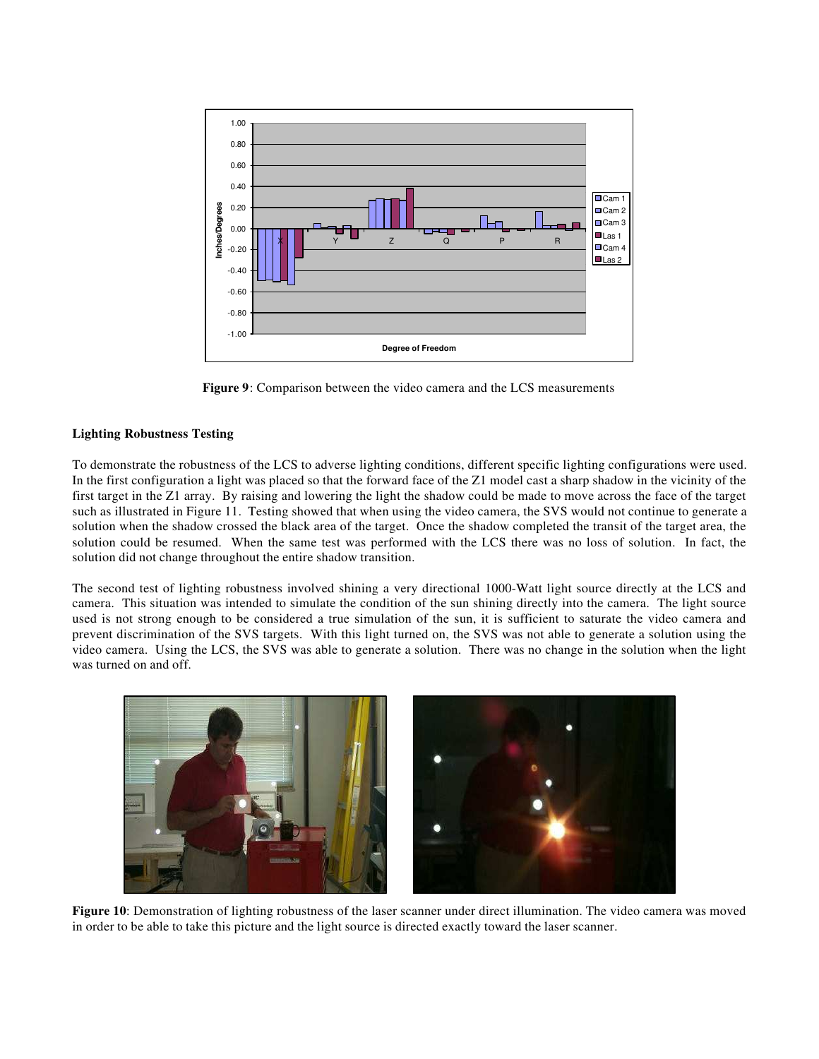**Figure 9**: Comparison between the video camera and the LCS measurements

**Lighting Robustness Testing**

To demonstrate the robustness of the LCS to adverse lighting conditions, different specific lighting configurations were used. In the first configuration a light was placed so that the forward face of the Z1 model cast a sharp shadow in the vicinity of the first target in the Z1 array. By raising and lowering the light the shadow could be made to move across the face of the target such as illustrated in Figure 11. Testing showed that when using the video camera, the SVS would not continue to generate a solution when the shadow crossed the black area of the target. Once the shadow completed the transit of the target area, the solution could be resumed. When the same test was performed with the LCS there was no loss of solution. In fact, the solution did not change throughout the entire shadow transition.

The second test of lighting robustness involved shining a very directional 1000-Watt light source directly at the LCS and camera. This situation was intended to simulate the condition of the sun shining directly into the camera. The light source used is not strong enough to be considered a true simulation of the sun, it is sufficient to saturate the video camera and prevent discrimination of the SVS targets. With this light turned on, the SVS was not able to generate a solution using the video camera. Using the LCS, the SVS was able to generate a solution. There was no change in the solution when the light was turned on and off.

**Figure 10**: Demonstration of lighting robustness of the laser scanner under direct illumination. The video camera was moved in order to be able to take this picture and the light source is directed exactly toward the laser scanner.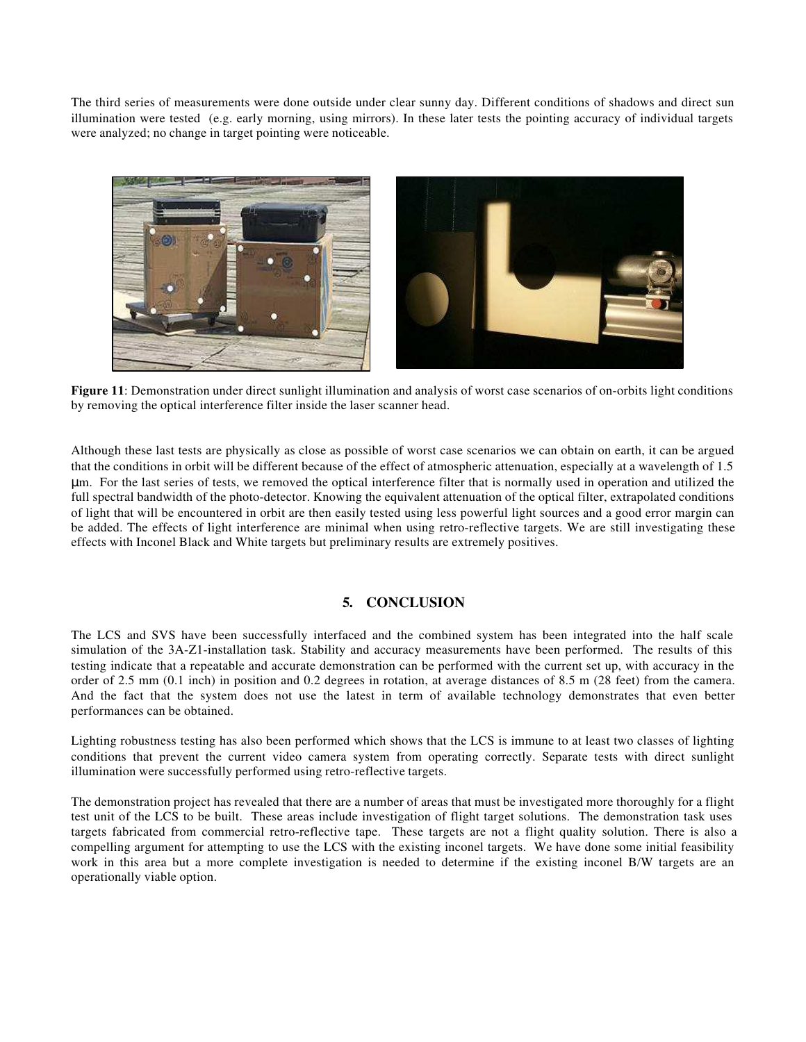The third series of measurements were done outside under clear sunny day. Different conditions of shadows and direct sun illumination were tested (e.g. early morning, using mirrors). In these later tests the pointing accuracy of individual targets were analyzed; no change in target pointing were noticeable.

**Figure 11**: Demonstration under direct sunlight illumination and analysis of worst case scenarios of on-orbits light conditions by removing the optical interference filter inside the laser scanner head.

Although these last tests are physically as close as possible of worst case scenarios we can obtain on earth, it can be argued that the conditions in orbit will be different because of the effect of atmospheric attenuation, especially at a wavelength of 1.5 μm. For the last series of tests, we removed the optical interference filter that is normally used in operation and utilized the full spectral bandwidth of the photo-detector. Knowing the equivalent attenuation of the optical filter, extrapolated conditions of light that will be encountered in orbit are then easily tested using less powerful light sources and a good error margin can be added. The effects of light interference are minimal when using retro-reflective targets. We are still investigating these effects with Inconel Black and White targets but preliminary results are extremely positives.

## 5. CONCLUSION

The LCS and SVS have been successfully interfaced and the combined system has been integrated into the half scale simulation of the 3A-Z1-installation task. Stability and accuracy measurements have been performed. The results of this testing indicate that a repeatable and accurate demonstration can be performed with the current set up, with accuracy in the order of 2.5 mm (0.1 inch) in position and 0.2 degrees in rotation, at average distances of 8.5 m (28 feet) from the camera. And the fact that the system does not use the latest in term of available technology demonstrates that even better performances can be obtained.

Lighting robustness testing has also been performed which shows that the LCS is immune to at least two classes of lighting conditions that prevent the current video camera system from operating correctly. Separate tests with direct sunlight illumination were successfully performed using retro-reflective targets.

The demonstration project has revealed that there are a number of areas that must be investigated more thoroughly for a flight test unit of the LCS to be built. These areas include investigation of flight target solutions. The demonstration task uses targets fabricated from commercial retro-reflective tape. These targets are not a flight quality solution. There is also a compelling argument for attempting to use the LCS with the existing inconel targets. We have done some initial feasibility work in this area but a more complete investigation is needed to determine if the existing inconel B/W targets are an operationally viable option.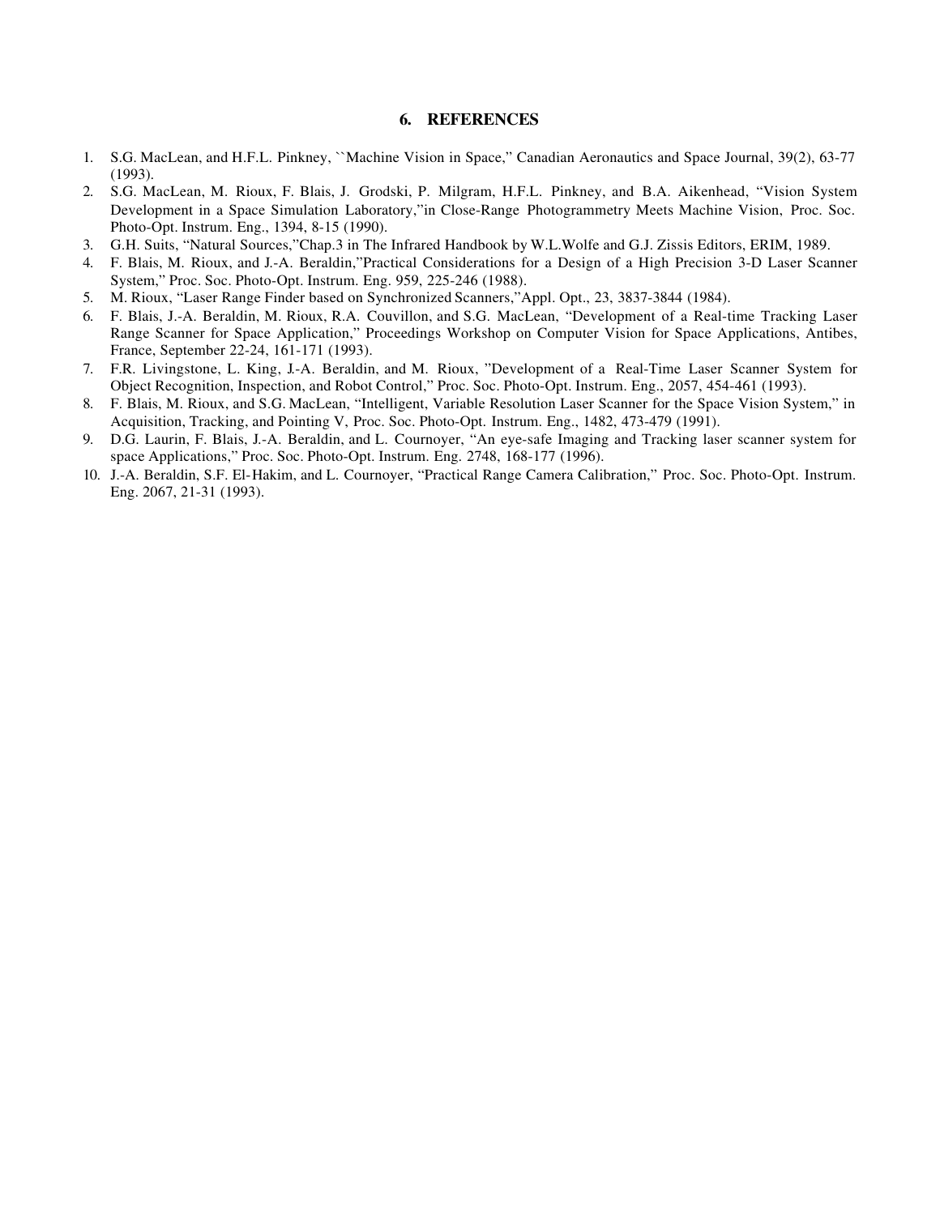## 6. REFERENCES

1. S.G. MacLean, and H.F.L. Pinkney, ``Machine Vision in Space," Canadian Aeronautics and Space Journal, 39(2), 63-77 (1993).
2. S.G. MacLean, M. Rioux, F. Blais, J. Grodski, P. Milgram, H.F.L. Pinkney, and B.A. Aikenhead, "Vision System Development in a Space Simulation Laboratory,"in Close-Range Photogrammetry Meets Machine Vision, Proc. Soc. Photo-Opt. Instrum. Eng., 1394, 8-15 (1990).
3. G.H. Suits, "Natural Sources,"Chap.3 in The Infrared Handbook by W.L.Wolfe and G.J. Zissis Editors, ERIM, 1989.
4. F. Blais, M. Rioux, and J.-A. Beraldin,"Practical Considerations for a Design of a High Precision 3-D Laser Scanner System," Proc. Soc. Photo-Opt. Instrum. Eng. 959, 225-246 (1988).
5. M. Rioux, "Laser Range Finder based on Synchronized Scanners,"Appl. Opt., 23, 3837-3844 (1984).
6. F. Blais, J.-A. Beraldin, M. Rioux, R.A. Couvillon, and S.G. MacLean, "Development of a Real-time Tracking Laser Range Scanner for Space Application," Proceedings Workshop on Computer Vision for Space Applications, Antibes, France, September 22-24, 161-171 (1993).
7. F.R. Livingstone, L. King, J.-A. Beraldin, and M. Rioux, "Development of a Real-Time Laser Scanner System for Object Recognition, Inspection, and Robot Control," Proc. Soc. Photo-Opt. Instrum. Eng., 2057, 454-461 (1993).
8. F. Blais, M. Rioux, and S.G. MacLean, "Intelligent, Variable Resolution Laser Scanner for the Space Vision System," in Acquisition, Tracking, and Pointing V, Proc. Soc. Photo-Opt. Instrum. Eng., 1482, 473-479 (1991).
9. D.G. Laurin, F. Blais, J.-A. Beraldin, and L. Cournoyer, "An eye-safe Imaging and Tracking laser scanner system for space Applications," Proc. Soc. Photo-Opt. Instrum. Eng. 2748, 168-177 (1996).
10. J.-A. Beraldin, S.F. El-Hakim, and L. Cournoyer, "Practical Range Camera Calibration," Proc. Soc. Photo-Opt. Instrum. Eng. 2067, 21-31 (1993).